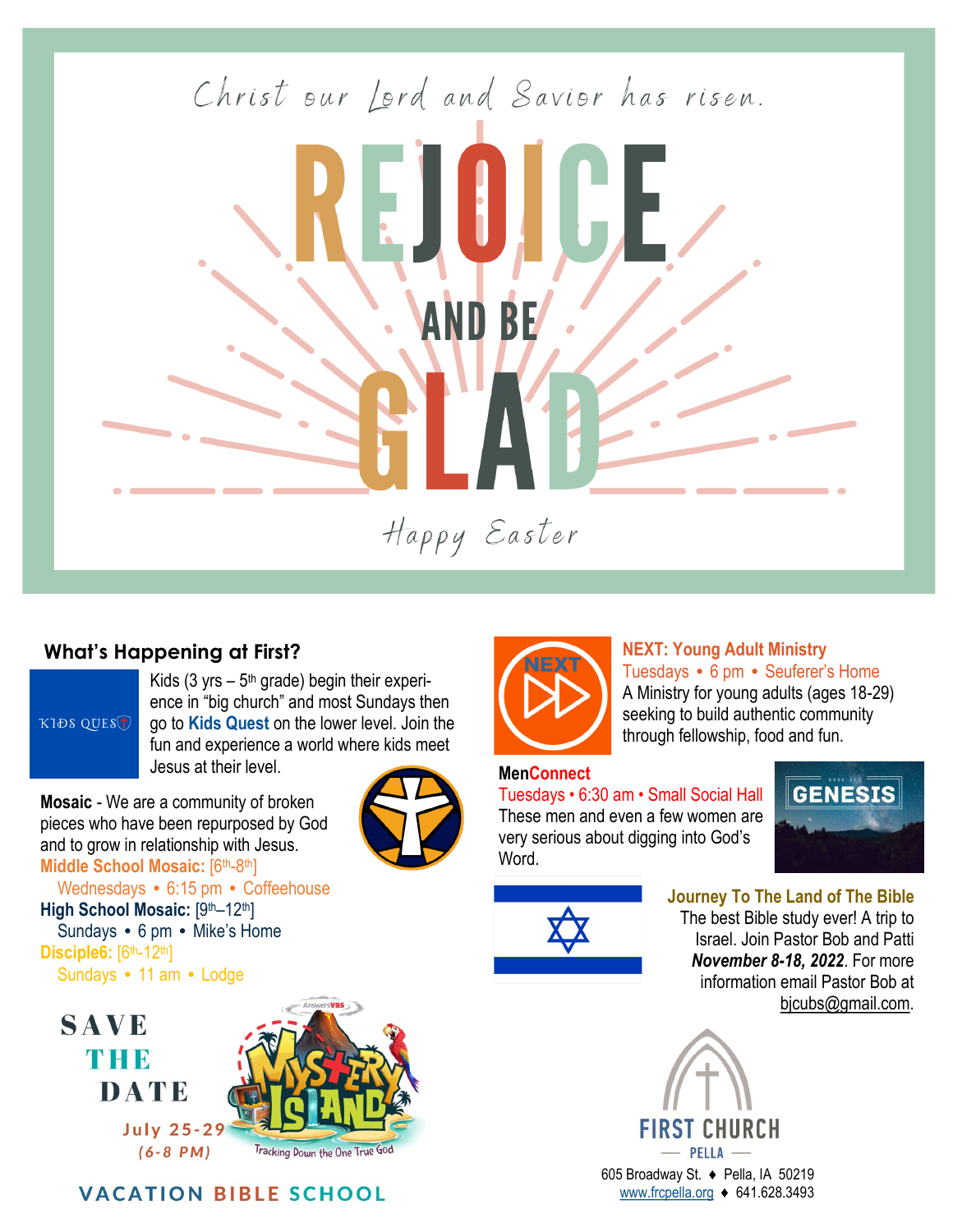Christ our Lord and Savior has risen.

# REJOICE AND BE GLAD

Happy Easter

## What's Happening at First?

KIDS QUEST

Kids (3 yrs – 5th grade) begin their experience in "big church" and most Sundays then go to **Kids Quest** on the lower level. Join the fun and experience a world where kids meet Jesus at their level.

**Mosaic** - We are a community of broken pieces who have been repurposed by God and to grow in relationship with Jesus.

**Middle School Mosaic:** [6th-8th]
Wednesdays • 6:15 pm • Coffeehouse

**High School Mosaic:** [9th–12th]
Sundays • 6 pm • Mike's Home

**Disciple6:** [6th-12th]
Sundays • 11 am • Lodge

**SAVE THE DATE**

July 25-29
*(6-8 PM)*

Answers VBS
MYSTERY ISLAND
Tracking Down the One True God

**VACATION BIBLE SCHOOL**

NEXT

**NEXT: Young Adult Ministry**
Tuesdays • 6 pm • Seuferer's Home
A Ministry for young adults (ages 18-29) seeking to build authentic community through fellowship, food and fun.

**MenConnect**
Tuesdays • 6:30 am • Small Social Hall
These men and even a few women are very serious about digging into God's Word.

BOOK OF GENESIS

**Journey To The Land of The Bible**
The best Bible study ever! A trip to Israel. Join Pastor Bob and Patti ***November 8-18, 2022***. For more information email Pastor Bob at bjcubs@gmail.com.

FIRST CHURCH
— PELLA —

605 Broadway St. ♦ Pella, IA 50219
www.frcpella.org ♦ 641.628.3493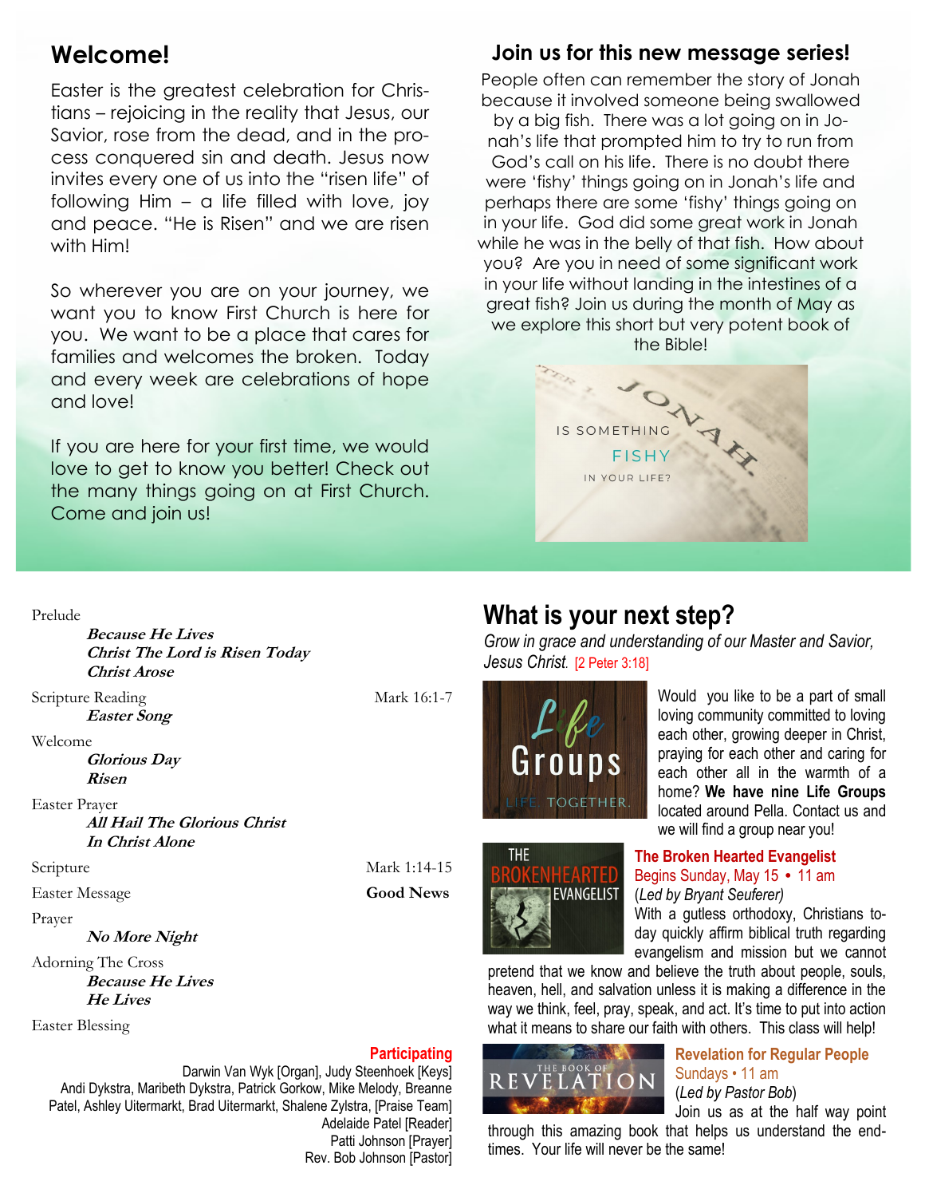## Welcome!

Easter is the greatest celebration for Christians – rejoicing in the reality that Jesus, our Savior, rose from the dead, and in the process conquered sin and death. Jesus now invites every one of us into the "risen life" of following Him – a life filled with love, joy and peace. "He is Risen" and we are risen with Him!

So wherever you are on your journey, we want you to know First Church is here for you. We want to be a place that cares for families and welcomes the broken. Today and every week are celebrations of hope and love!

If you are here for your first time, we would love to get to know you better! Check out the many things going on at First Church. Come and join us!

## Join us for this new message series!

People often can remember the story of Jonah because it involved someone being swallowed by a big fish. There was a lot going on in Jonah's life that prompted him to try to run from God's call on his life. There is no doubt there were 'fishy' things going on in Jonah's life and perhaps there are some 'fishy' things going on in your life. God did some great work in Jonah while he was in the belly of that fish. How about you? Are you in need of some significant work in your life without landing in the intestines of a great fish? Join us during the month of May as we explore this short but very potent book of the Bible!

JONAH. IS SOMETHING FISHY IN YOUR LIFE?

---

Prelude
- ***Because He Lives***
- ***Christ The Lord is Risen Today***
- ***Christ Arose***

Scripture Reading — Mark 16:1-7
- ***Easter Song***

Welcome
- ***Glorious Day***
- ***Risen***

Easter Prayer
- ***All Hail The Glorious Christ***
- ***In Christ Alone***

Scripture — Mark 1:14-15

Easter Message — **Good News**

Prayer
- ***No More Night***

Adorning The Cross
- ***Because He Lives***
- ***He Lives***

Easter Blessing

**Participating**

Darwin Van Wyk [Organ], Judy Steenhoek [Keys]
Andi Dykstra, Maribeth Dykstra, Patrick Gorkow, Mike Melody, Breanne Patel, Ashley Uitermarkt, Brad Uitermarkt, Shalene Zylstra, [Praise Team]
Adelaide Patel [Reader]
Patti Johnson [Prayer]
Rev. Bob Johnson [Pastor]

## What is your next step?

*Grow in grace and understanding of our Master and Savior, Jesus Christ.* [2 Peter 3:18]

Life Groups — LIFE TOGETHER.

Would you like to be a part of small loving community committed to loving each other, growing deeper in Christ, praying for each other and caring for each other all in the warmth of a home? **We have nine Life Groups** located around Pella. Contact us and we will find a group near you!

**The Broken Hearted Evangelist**
Begins Sunday, May 15 • 11 am
(*Led by Bryant Seuferer*)
With a gutless orthodoxy, Christians today quickly affirm biblical truth regarding evangelism and mission but we cannot pretend that we know and believe the truth about people, souls, heaven, hell, and salvation unless it is making a difference in the way we think, feel, pray, speak, and act. It's time to put into action what it means to share our faith with others. This class will help!

**Revelation for Regular People**
Sundays • 11 am
(*Led by Pastor Bob*)
Join us as at the half way point through this amazing book that helps us understand the end-times. Your life will never be the same!